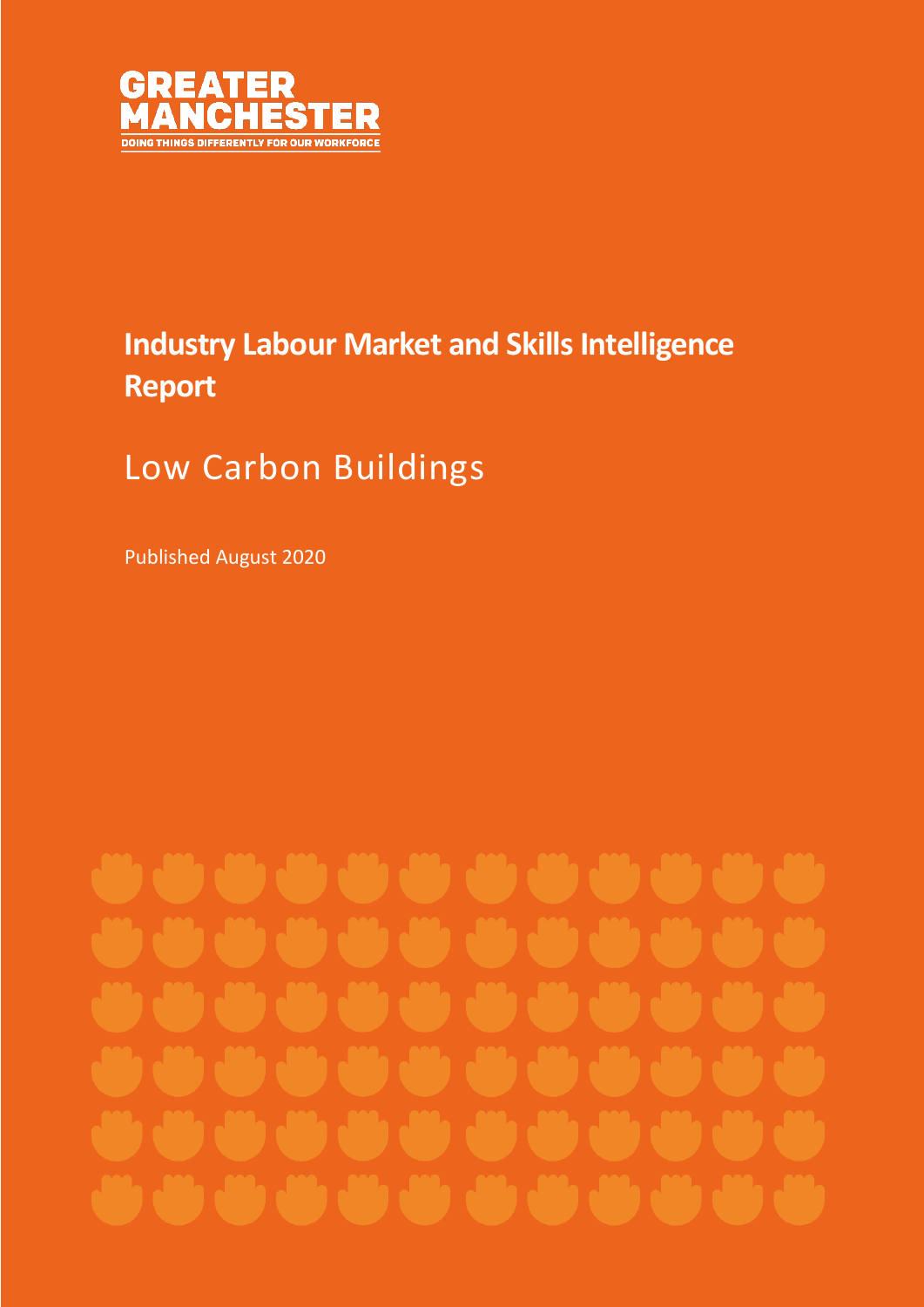GREATER MANCHESTER

DOING THINGS DIFFERENTLY FOR OUR WORKFORCE

# Industry Labour Market and Skills Intelligence Report

## Low Carbon Buildings

Published August 2020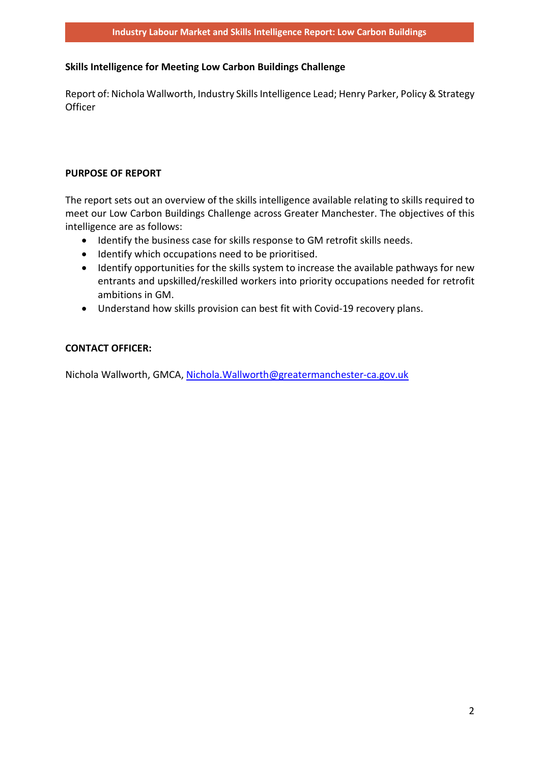**Skills Intelligence for Meeting Low Carbon Buildings Challenge**

Report of: Nichola Wallworth, Industry Skills Intelligence Lead; Henry Parker, Policy & Strategy Officer

**PURPOSE OF REPORT**

The report sets out an overview of the skills intelligence available relating to skills required to meet our Low Carbon Buildings Challenge across Greater Manchester. The objectives of this intelligence are as follows:

- Identify the business case for skills response to GM retrofit skills needs.
- Identify which occupations need to be prioritised.
- Identify opportunities for the skills system to increase the available pathways for new entrants and upskilled/reskilled workers into priority occupations needed for retrofit ambitions in GM.
- Understand how skills provision can best fit with Covid-19 recovery plans.

**CONTACT OFFICER:**

Nichola Wallworth, GMCA, [Nichola.Wallworth@greatermanchester-ca.gov.uk](mailto:Nichola.Wallworth@greatermanchester-ca.gov.uk)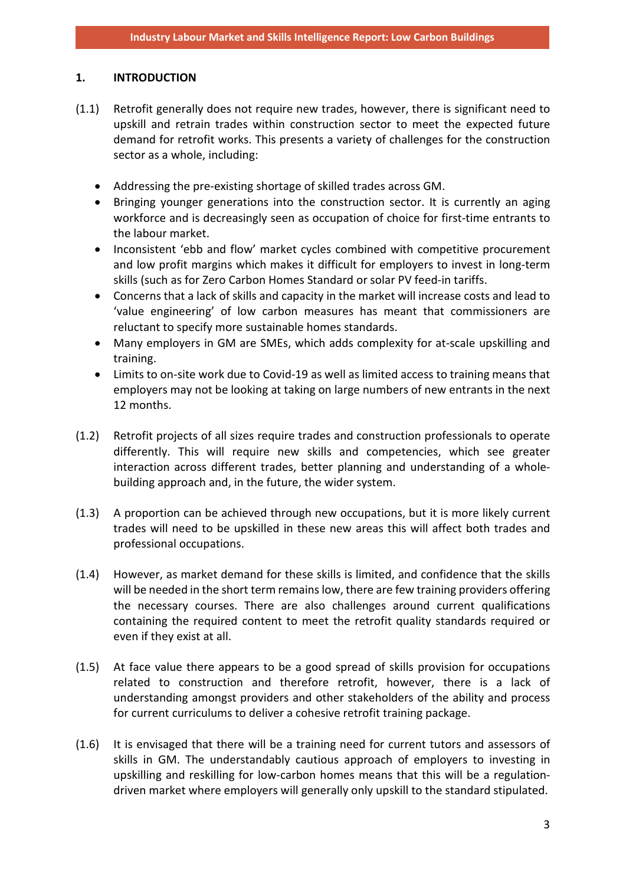## 1. INTRODUCTION

(1.1) Retrofit generally does not require new trades, however, there is significant need to upskill and retrain trades within construction sector to meet the expected future demand for retrofit works. This presents a variety of challenges for the construction sector as a whole, including:

- Addressing the pre-existing shortage of skilled trades across GM.
- Bringing younger generations into the construction sector. It is currently an aging workforce and is decreasingly seen as occupation of choice for first-time entrants to the labour market.
- Inconsistent 'ebb and flow' market cycles combined with competitive procurement and low profit margins which makes it difficult for employers to invest in long-term skills (such as for Zero Carbon Homes Standard or solar PV feed-in tariffs.
- Concerns that a lack of skills and capacity in the market will increase costs and lead to 'value engineering' of low carbon measures has meant that commissioners are reluctant to specify more sustainable homes standards.
- Many employers in GM are SMEs, which adds complexity for at-scale upskilling and training.
- Limits to on-site work due to Covid-19 as well as limited access to training means that employers may not be looking at taking on large numbers of new entrants in the next 12 months.

(1.2) Retrofit projects of all sizes require trades and construction professionals to operate differently. This will require new skills and competencies, which see greater interaction across different trades, better planning and understanding of a whole-building approach and, in the future, the wider system.

(1.3) A proportion can be achieved through new occupations, but it is more likely current trades will need to be upskilled in these new areas this will affect both trades and professional occupations.

(1.4) However, as market demand for these skills is limited, and confidence that the skills will be needed in the short term remains low, there are few training providers offering the necessary courses. There are also challenges around current qualifications containing the required content to meet the retrofit quality standards required or even if they exist at all.

(1.5) At face value there appears to be a good spread of skills provision for occupations related to construction and therefore retrofit, however, there is a lack of understanding amongst providers and other stakeholders of the ability and process for current curriculums to deliver a cohesive retrofit training package.

(1.6) It is envisaged that there will be a training need for current tutors and assessors of skills in GM. The understandably cautious approach of employers to investing in upskilling and reskilling for low-carbon homes means that this will be a regulation-driven market where employers will generally only upskill to the standard stipulated.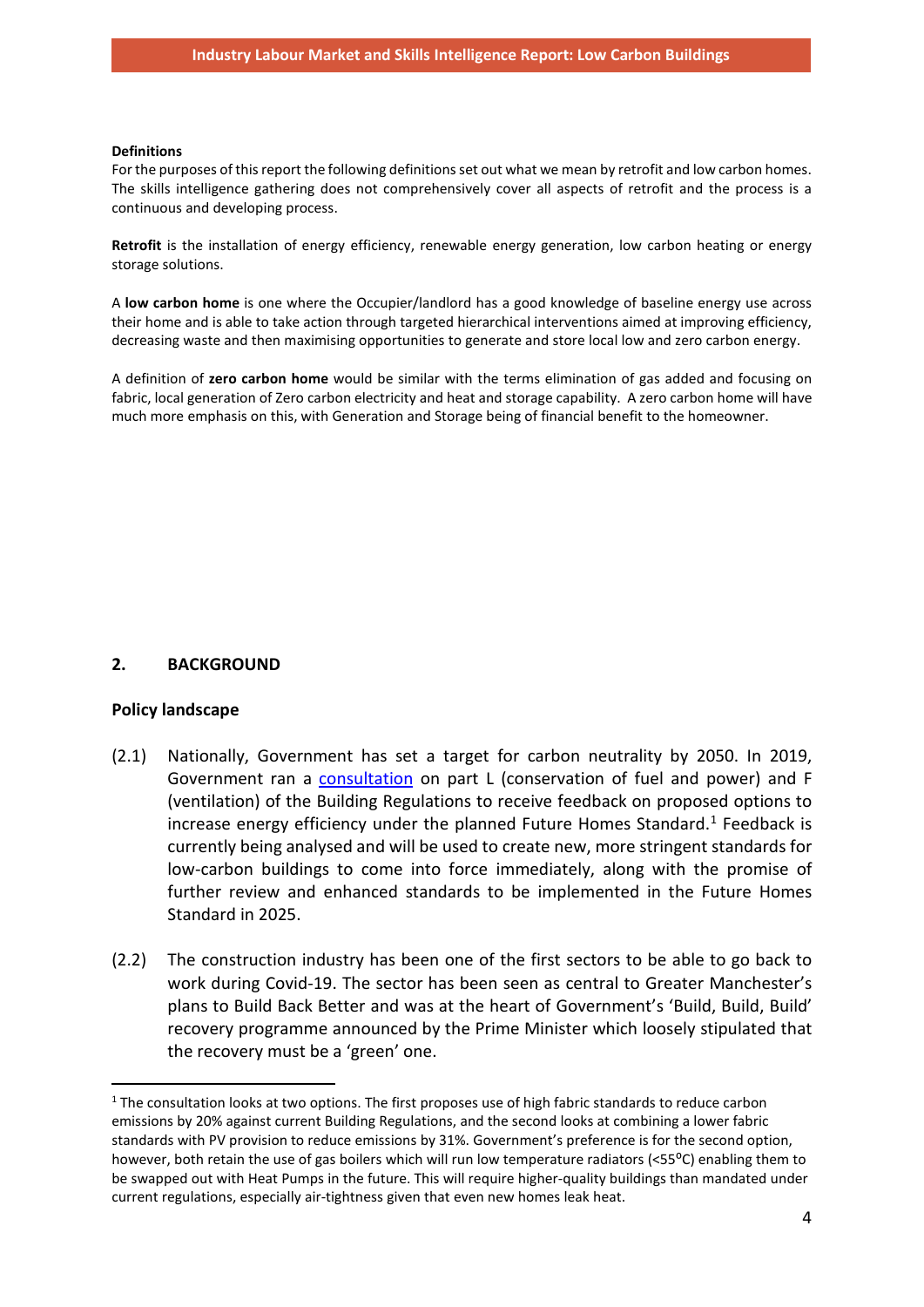**Definitions**

For the purposes of this report the following definitions set out what we mean by retrofit and low carbon homes. The skills intelligence gathering does not comprehensively cover all aspects of retrofit and the process is a continuous and developing process.

**Retrofit** is the installation of energy efficiency, renewable energy generation, low carbon heating or energy storage solutions.

A **low carbon home** is one where the Occupier/landlord has a good knowledge of baseline energy use across their home and is able to take action through targeted hierarchical interventions aimed at improving efficiency, decreasing waste and then maximising opportunities to generate and store local low and zero carbon energy.

A definition of **zero carbon home** would be similar with the terms elimination of gas added and focusing on fabric, local generation of Zero carbon electricity and heat and storage capability. A zero carbon home will have much more emphasis on this, with Generation and Storage being of financial benefit to the homeowner.

## 2. BACKGROUND

### Policy landscape

(2.1) Nationally, Government has set a target for carbon neutrality by 2050. In 2019, Government ran a consultation on part L (conservation of fuel and power) and F (ventilation) of the Building Regulations to receive feedback on proposed options to increase energy efficiency under the planned Future Homes Standard.[1] Feedback is currently being analysed and will be used to create new, more stringent standards for low-carbon buildings to come into force immediately, along with the promise of further review and enhanced standards to be implemented in the Future Homes Standard in 2025.

(2.2) The construction industry has been one of the first sectors to be able to go back to work during Covid-19. The sector has been seen as central to Greater Manchester's plans to Build Back Better and was at the heart of Government's 'Build, Build, Build' recovery programme announced by the Prime Minister which loosely stipulated that the recovery must be a 'green' one.

[1] The consultation looks at two options. The first proposes use of high fabric standards to reduce carbon emissions by 20% against current Building Regulations, and the second looks at combining a lower fabric standards with PV provision to reduce emissions by 31%. Government's preference is for the second option, however, both retain the use of gas boilers which will run low temperature radiators (<55$^{o}$C) enabling them to be swapped out with Heat Pumps in the future. This will require higher-quality buildings than mandated under current regulations, especially air-tightness given that even new homes leak heat.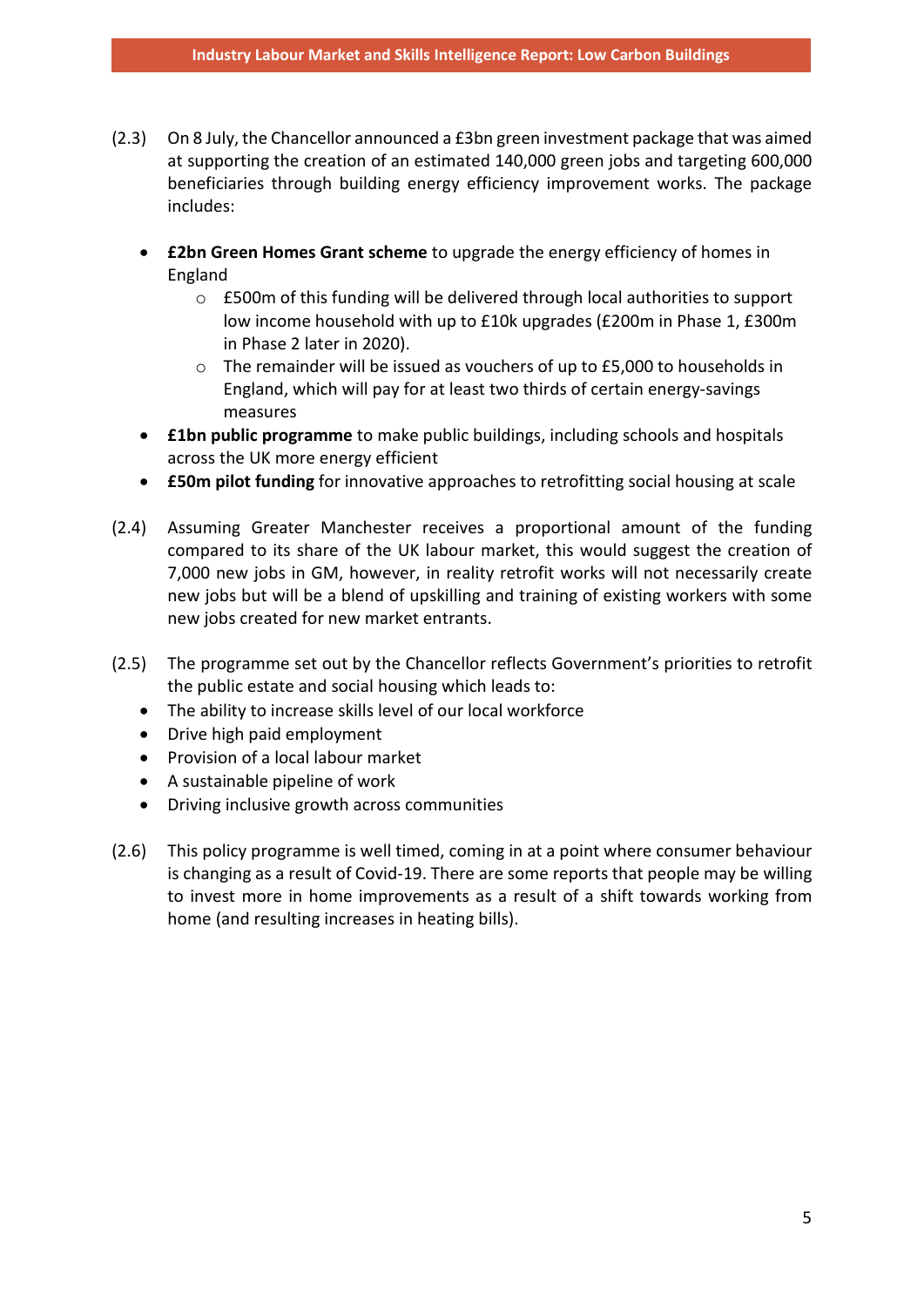(2.3) On 8 July, the Chancellor announced a £3bn green investment package that was aimed at supporting the creation of an estimated 140,000 green jobs and targeting 600,000 beneficiaries through building energy efficiency improvement works. The package includes:

- **£2bn Green Homes Grant scheme** to upgrade the energy efficiency of homes in England
  - £500m of this funding will be delivered through local authorities to support low income household with up to £10k upgrades (£200m in Phase 1, £300m in Phase 2 later in 2020).
  - The remainder will be issued as vouchers of up to £5,000 to households in England, which will pay for at least two thirds of certain energy-savings measures
- **£1bn public programme** to make public buildings, including schools and hospitals across the UK more energy efficient
- **£50m pilot funding** for innovative approaches to retrofitting social housing at scale

(2.4) Assuming Greater Manchester receives a proportional amount of the funding compared to its share of the UK labour market, this would suggest the creation of 7,000 new jobs in GM, however, in reality retrofit works will not necessarily create new jobs but will be a blend of upskilling and training of existing workers with some new jobs created for new market entrants.

(2.5) The programme set out by the Chancellor reflects Government's priorities to retrofit the public estate and social housing which leads to:

- The ability to increase skills level of our local workforce
- Drive high paid employment
- Provision of a local labour market
- A sustainable pipeline of work
- Driving inclusive growth across communities

(2.6) This policy programme is well timed, coming in at a point where consumer behaviour is changing as a result of Covid-19. There are some reports that people may be willing to invest more in home improvements as a result of a shift towards working from home (and resulting increases in heating bills).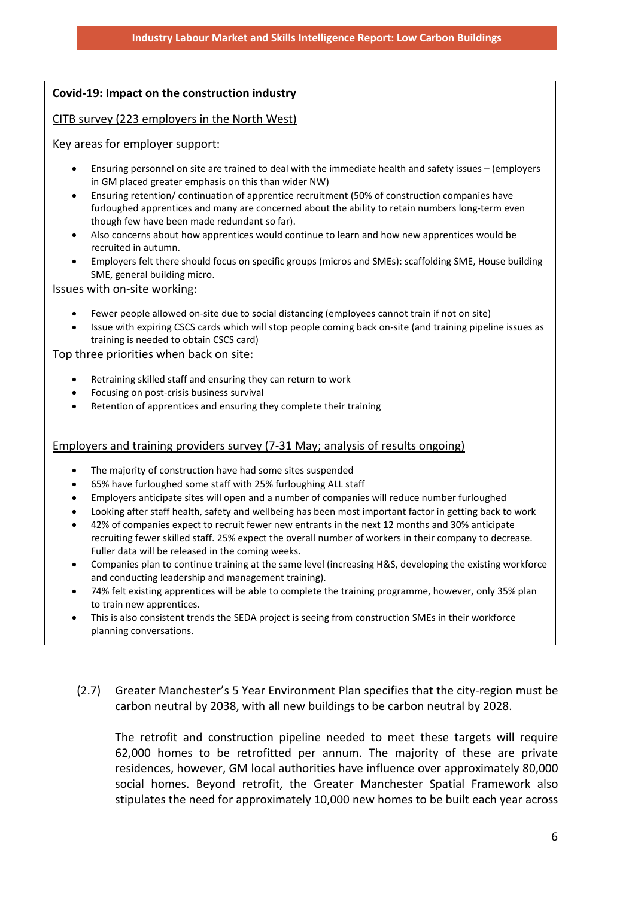**Covid-19: Impact on the construction industry**

CITB survey (223 employers in the North West)

Key areas for employer support:

- Ensuring personnel on site are trained to deal with the immediate health and safety issues – (employers in GM placed greater emphasis on this than wider NW)
- Ensuring retention/ continuation of apprentice recruitment (50% of construction companies have furloughed apprentices and many are concerned about the ability to retain numbers long-term even though few have been made redundant so far).
- Also concerns about how apprentices would continue to learn and how new apprentices would be recruited in autumn.
- Employers felt there should focus on specific groups (micros and SMEs): scaffolding SME, House building SME, general building micro.

Issues with on-site working:

- Fewer people allowed on-site due to social distancing (employees cannot train if not on site)
- Issue with expiring CSCS cards which will stop people coming back on-site (and training pipeline issues as training is needed to obtain CSCS card)

Top three priorities when back on site:

- Retraining skilled staff and ensuring they can return to work
- Focusing on post-crisis business survival
- Retention of apprentices and ensuring they complete their training

Employers and training providers survey (7-31 May; analysis of results ongoing)

- The majority of construction have had some sites suspended
- 65% have furloughed some staff with 25% furloughing ALL staff
- Employers anticipate sites will open and a number of companies will reduce number furloughed
- Looking after staff health, safety and wellbeing has been most important factor in getting back to work
- 42% of companies expect to recruit fewer new entrants in the next 12 months and 30% anticipate recruiting fewer skilled staff. 25% expect the overall number of workers in their company to decrease. Fuller data will be released in the coming weeks.
- Companies plan to continue training at the same level (increasing H&S, developing the existing workforce and conducting leadership and management training).
- 74% felt existing apprentices will be able to complete the training programme, however, only 35% plan to train new apprentices.
- This is also consistent trends the SEDA project is seeing from construction SMEs in their workforce planning conversations.

(2.7) Greater Manchester's 5 Year Environment Plan specifies that the city-region must be carbon neutral by 2038, with all new buildings to be carbon neutral by 2028.

The retrofit and construction pipeline needed to meet these targets will require 62,000 homes to be retrofitted per annum. The majority of these are private residences, however, GM local authorities have influence over approximately 80,000 social homes. Beyond retrofit, the Greater Manchester Spatial Framework also stipulates the need for approximately 10,000 new homes to be built each year across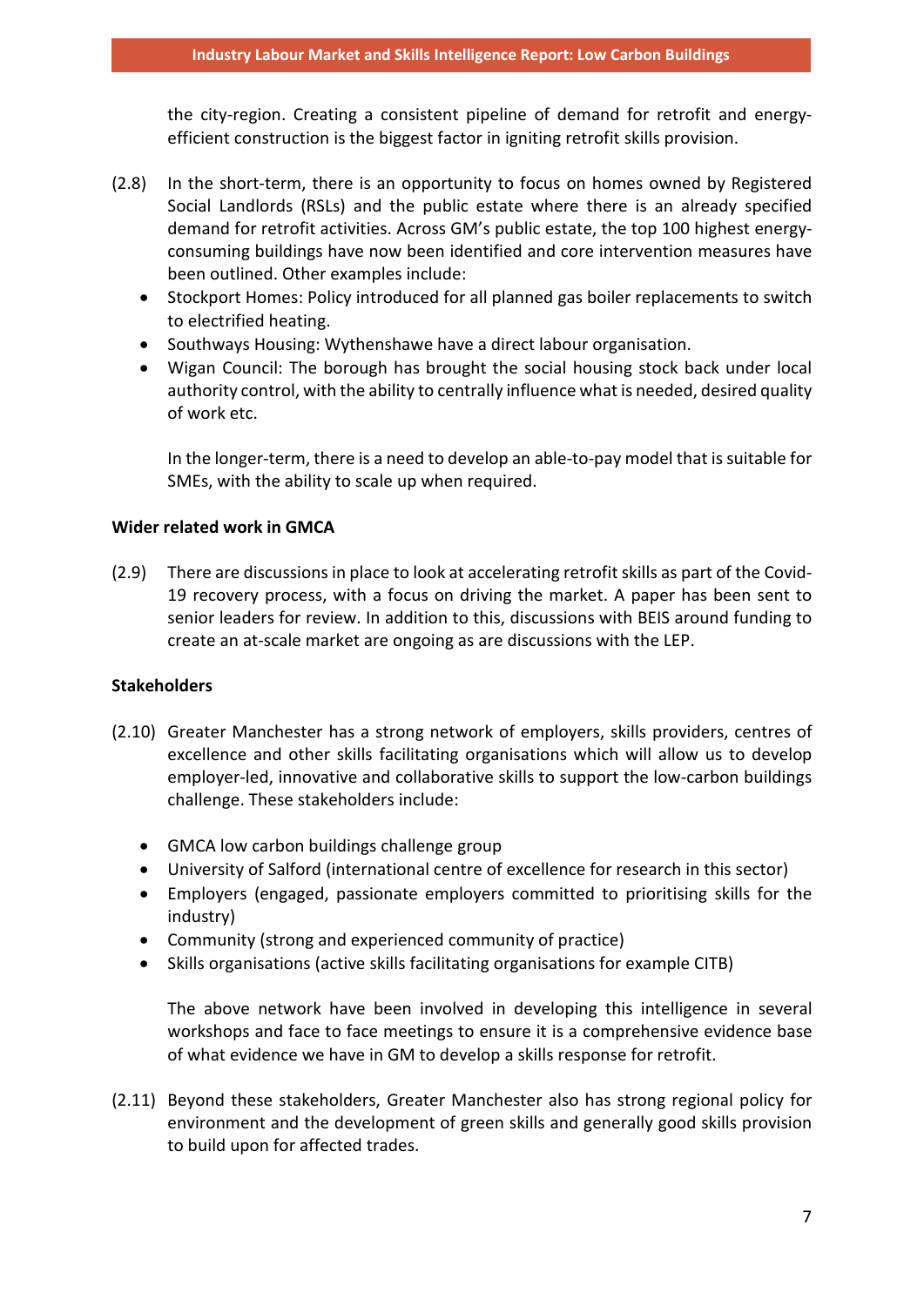the city-region. Creating a consistent pipeline of demand for retrofit and energy-efficient construction is the biggest factor in igniting retrofit skills provision.

(2.8) In the short-term, there is an opportunity to focus on homes owned by Registered Social Landlords (RSLs) and the public estate where there is an already specified demand for retrofit activities. Across GM's public estate, the top 100 highest energy-consuming buildings have now been identified and core intervention measures have been outlined. Other examples include:

- Stockport Homes: Policy introduced for all planned gas boiler replacements to switch to electrified heating.
- Southways Housing: Wythenshawe have a direct labour organisation.
- Wigan Council: The borough has brought the social housing stock back under local authority control, with the ability to centrally influence what is needed, desired quality of work etc.

In the longer-term, there is a need to develop an able-to-pay model that is suitable for SMEs, with the ability to scale up when required.

**Wider related work in GMCA**

(2.9) There are discussions in place to look at accelerating retrofit skills as part of the Covid-19 recovery process, with a focus on driving the market. A paper has been sent to senior leaders for review. In addition to this, discussions with BEIS around funding to create an at-scale market are ongoing as are discussions with the LEP.

**Stakeholders**

(2.10) Greater Manchester has a strong network of employers, skills providers, centres of excellence and other skills facilitating organisations which will allow us to develop employer-led, innovative and collaborative skills to support the low-carbon buildings challenge. These stakeholders include:

- GMCA low carbon buildings challenge group
- University of Salford (international centre of excellence for research in this sector)
- Employers (engaged, passionate employers committed to prioritising skills for the industry)
- Community (strong and experienced community of practice)
- Skills organisations (active skills facilitating organisations for example CITB)

The above network have been involved in developing this intelligence in several workshops and face to face meetings to ensure it is a comprehensive evidence base of what evidence we have in GM to develop a skills response for retrofit.

(2.11) Beyond these stakeholders, Greater Manchester also has strong regional policy for environment and the development of green skills and generally good skills provision to build upon for affected trades.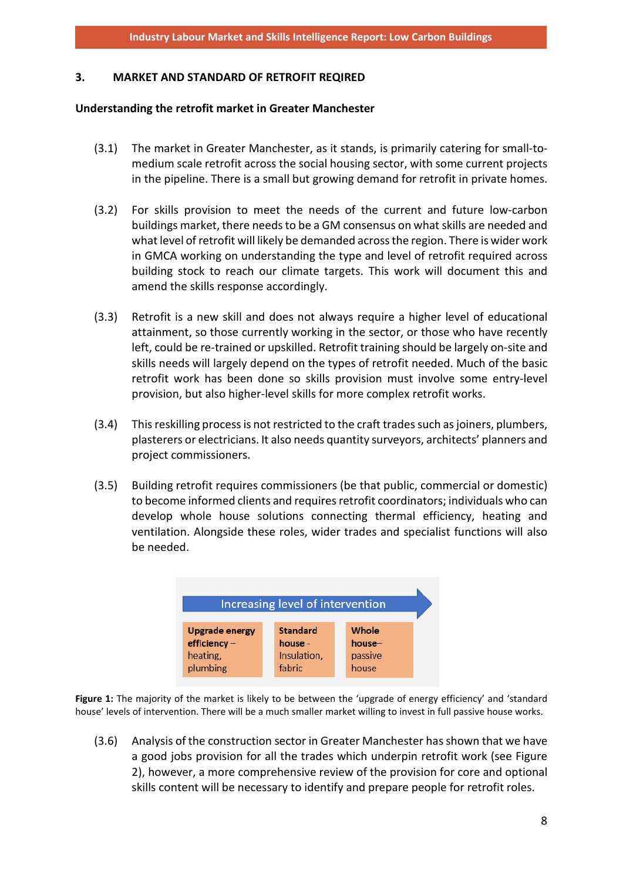## 3. MARKET AND STANDARD OF RETROFIT REQIRED

**Understanding the retrofit market in Greater Manchester**

(3.1) The market in Greater Manchester, as it stands, is primarily catering for small-to-medium scale retrofit across the social housing sector, with some current projects in the pipeline. There is a small but growing demand for retrofit in private homes.

(3.2) For skills provision to meet the needs of the current and future low-carbon buildings market, there needs to be a GM consensus on what skills are needed and what level of retrofit will likely be demanded across the region. There is wider work in GMCA working on understanding the type and level of retrofit required across building stock to reach our climate targets. This work will document this and amend the skills response accordingly.

(3.3) Retrofit is a new skill and does not always require a higher level of educational attainment, so those currently working in the sector, or those who have recently left, could be re-trained or upskilled. Retrofit training should be largely on-site and skills needs will largely depend on the types of retrofit needed. Much of the basic retrofit work has been done so skills provision must involve some entry-level provision, but also higher-level skills for more complex retrofit works.

(3.4) This reskilling process is not restricted to the craft trades such as joiners, plumbers, plasterers or electricians. It also needs quantity surveyors, architects' planners and project commissioners.

(3.5) Building retrofit requires commissioners (be that public, commercial or domestic) to become informed clients and requires retrofit coordinators; individuals who can develop whole house solutions connecting thermal efficiency, heating and ventilation. Alongside these roles, wider trades and specialist functions will also be needed.

Increasing level of intervention →

| **Upgrade energy efficiency** – heating, plumbing | **Standard house** - Insulation, fabric | **Whole house**– passive house |
|---|---|---|

**Figure 1:** The majority of the market is likely to be between the 'upgrade of energy efficiency' and 'standard house' levels of intervention. There will be a much smaller market willing to invest in full passive house works.

(3.6) Analysis of the construction sector in Greater Manchester has shown that we have a good jobs provision for all the trades which underpin retrofit work (see Figure 2), however, a more comprehensive review of the provision for core and optional skills content will be necessary to identify and prepare people for retrofit roles.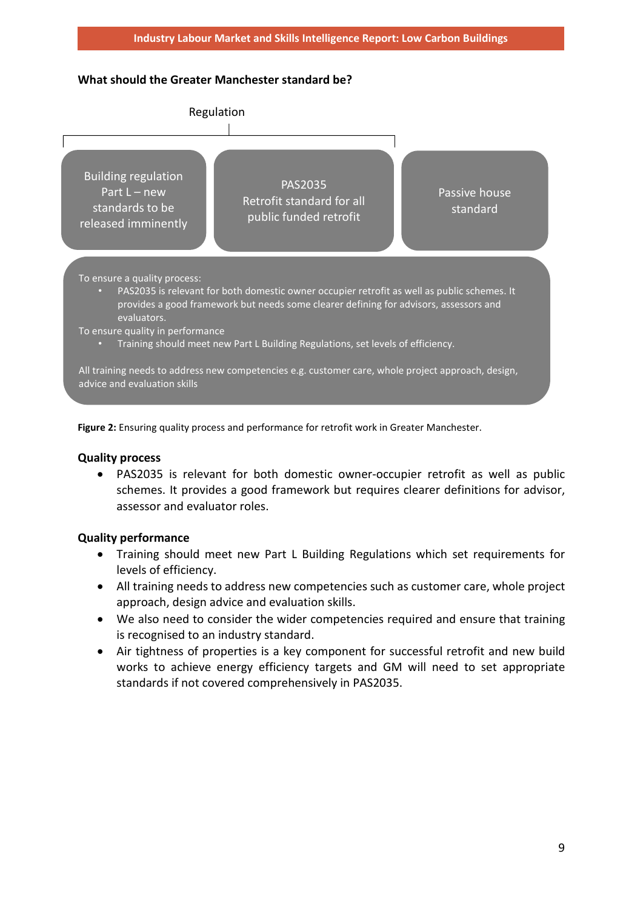**What should the Greater Manchester standard be?**

Regulation

Building regulation Part L – new standards to be released imminently

PAS2035 Retrofit standard for all public funded retrofit

Passive house standard

To ensure a quality process:

- PAS2035 is relevant for both domestic owner occupier retrofit as well as public schemes. It provides a good framework but needs some clearer defining for advisors, assessors and evaluators.

To ensure quality in performance

- Training should meet new Part L Building Regulations, set levels of efficiency.

All training needs to address new competencies e.g. customer care, whole project approach, design, advice and evaluation skills

**Figure 2:** Ensuring quality process and performance for retrofit work in Greater Manchester.

**Quality process**

- PAS2035 is relevant for both domestic owner-occupier retrofit as well as public schemes. It provides a good framework but requires clearer definitions for advisor, assessor and evaluator roles.

**Quality performance**

- Training should meet new Part L Building Regulations which set requirements for levels of efficiency.
- All training needs to address new competencies such as customer care, whole project approach, design advice and evaluation skills.
- We also need to consider the wider competencies required and ensure that training is recognised to an industry standard.
- Air tightness of properties is a key component for successful retrofit and new build works to achieve energy efficiency targets and GM will need to set appropriate standards if not covered comprehensively in PAS2035.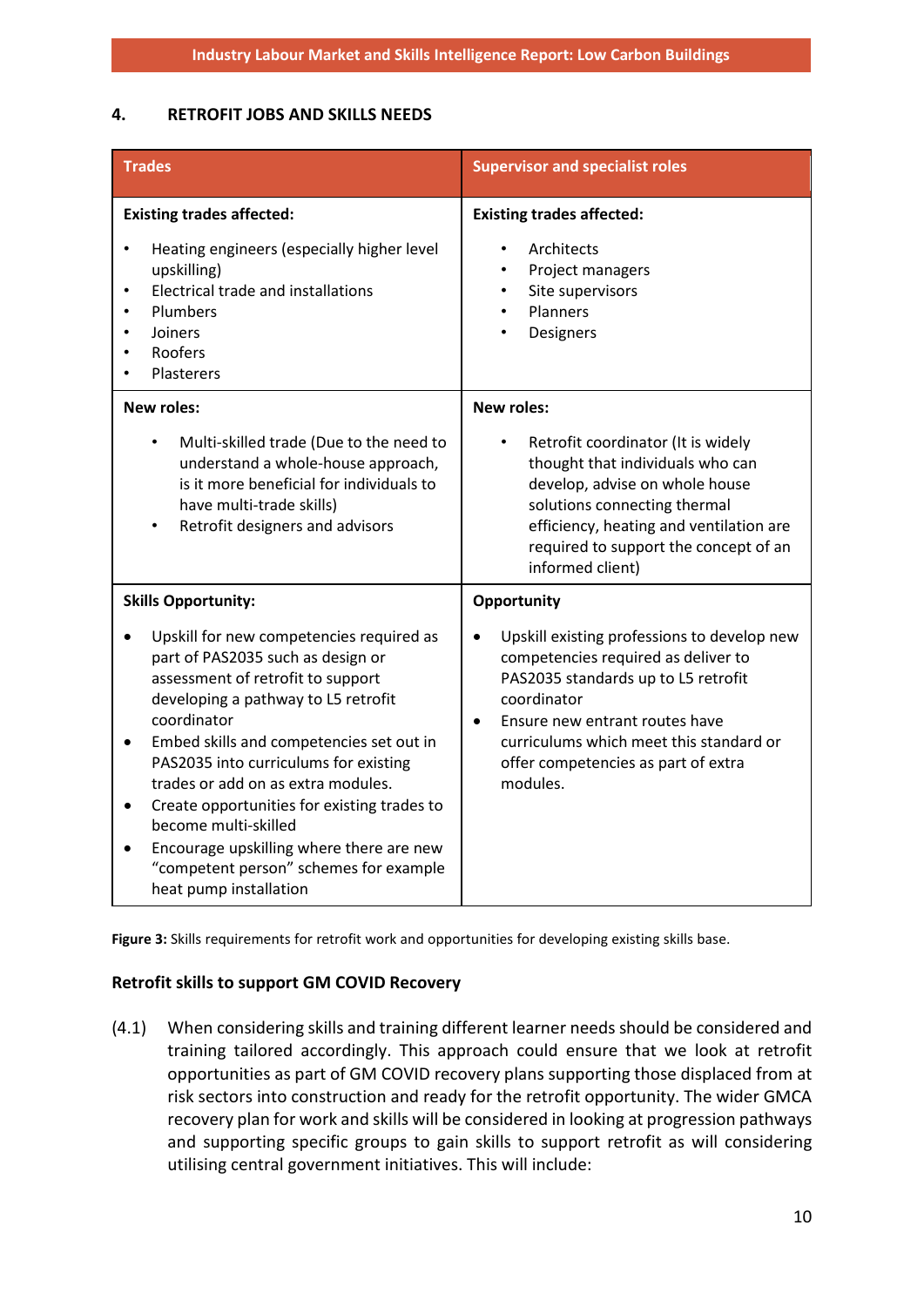## 4. RETROFIT JOBS AND SKILLS NEEDS

| Trades | Supervisor and specialist roles |
|---|---|
| **Existing trades affected:**<br>• Heating engineers (especially higher level upskilling)<br>• Electrical trade and installations<br>• Plumbers<br>• Joiners<br>• Roofers<br>• Plasterers | **Existing trades affected:**<br>• Architects<br>• Project managers<br>• Site supervisors<br>• Planners<br>• Designers |
| **New roles:**<br>• Multi-skilled trade (Due to the need to understand a whole-house approach, is it more beneficial for individuals to have multi-trade skills)<br>• Retrofit designers and advisors | **New roles:**<br>• Retrofit coordinator (It is widely thought that individuals who can develop, advise on whole house solutions connecting thermal efficiency, heating and ventilation are required to support the concept of an informed client) |
| **Skills Opportunity:**<br>• Upskill for new competencies required as part of PAS2035 such as design or assessment of retrofit to support developing a pathway to L5 retrofit coordinator<br>• Embed skills and competencies set out in PAS2035 into curriculums for existing trades or add on as extra modules.<br>• Create opportunities for existing trades to become multi-skilled<br>• Encourage upskilling where there are new "competent person" schemes for example heat pump installation | **Opportunity**<br>• Upskill existing professions to develop new competencies required as deliver to PAS2035 standards up to L5 retrofit coordinator<br>• Ensure new entrant routes have curriculums which meet this standard or offer competencies as part of extra modules. |

**Figure 3:** Skills requirements for retrofit work and opportunities for developing existing skills base.

### Retrofit skills to support GM COVID Recovery

(4.1) When considering skills and training different learner needs should be considered and training tailored accordingly. This approach could ensure that we look at retrofit opportunities as part of GM COVID recovery plans supporting those displaced from at risk sectors into construction and ready for the retrofit opportunity. The wider GMCA recovery plan for work and skills will be considered in looking at progression pathways and supporting specific groups to gain skills to support retrofit as will considering utilising central government initiatives. This will include: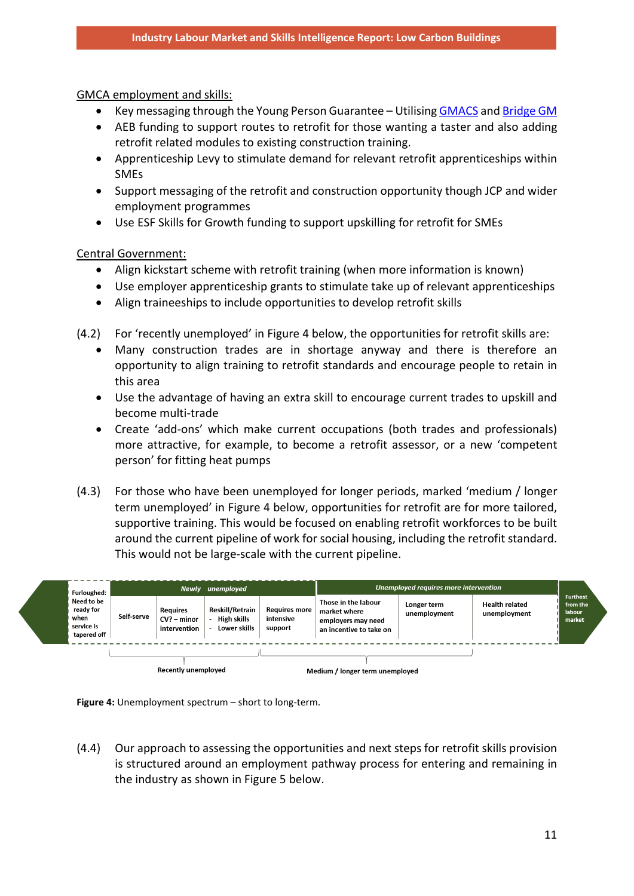GMCA employment and skills:

- Key messaging through the Young Person Guarantee – Utilising GMACS and Bridge GM
- AEB funding to support routes to retrofit for those wanting a taster and also adding retrofit related modules to existing construction training.
- Apprenticeship Levy to stimulate demand for relevant retrofit apprenticeships within SMEs
- Support messaging of the retrofit and construction opportunity though JCP and wider employment programmes
- Use ESF Skills for Growth funding to support upskilling for retrofit for SMEs

Central Government:

- Align kickstart scheme with retrofit training (when more information is known)
- Use employer apprenticeship grants to stimulate take up of relevant apprenticeships
- Align traineeships to include opportunities to develop retrofit skills

(4.2) For 'recently unemployed' in Figure 4 below, the opportunities for retrofit skills are:

- Many construction trades are in shortage anyway and there is therefore an opportunity to align training to retrofit standards and encourage people to retain in this area
- Use the advantage of having an extra skill to encourage current trades to upskill and become multi-trade
- Create 'add-ons' which make current occupations (both trades and professionals) more attractive, for example, to become a retrofit assessor, or a new 'competent person' for fitting heat pumps

(4.3) For those who have been unemployed for longer periods, marked 'medium / longer term unemployed' in Figure 4 below, opportunities for retrofit are for more tailored, supportive training. This would be focused on enabling retrofit workforces to be built around the current pipeline of work for social housing, including the retrofit standard. This would not be large-scale with the current pipeline.

| Furloughed: Need to be ready for when service is tapered off | Newly unemployed | | | | Unemployed requires more intervention | | | Furthest from the labour market |
|---|---|---|---|---|---|---|---|---|
| | Self-serve | Requires CV? – minor intervention | Reskill/Retrain - High skills - Lower skills | Requires more intensive support | Those in the labour market where employers may need an incentive to take on | Longer term unemployment | Health related unemployment | |
| | Recently unemployed | | | Medium / longer term unemployed | | | | |

**Figure 4:** Unemployment spectrum – short to long-term.

(4.4) Our approach to assessing the opportunities and next steps for retrofit skills provision is structured around an employment pathway process for entering and remaining in the industry as shown in Figure 5 below.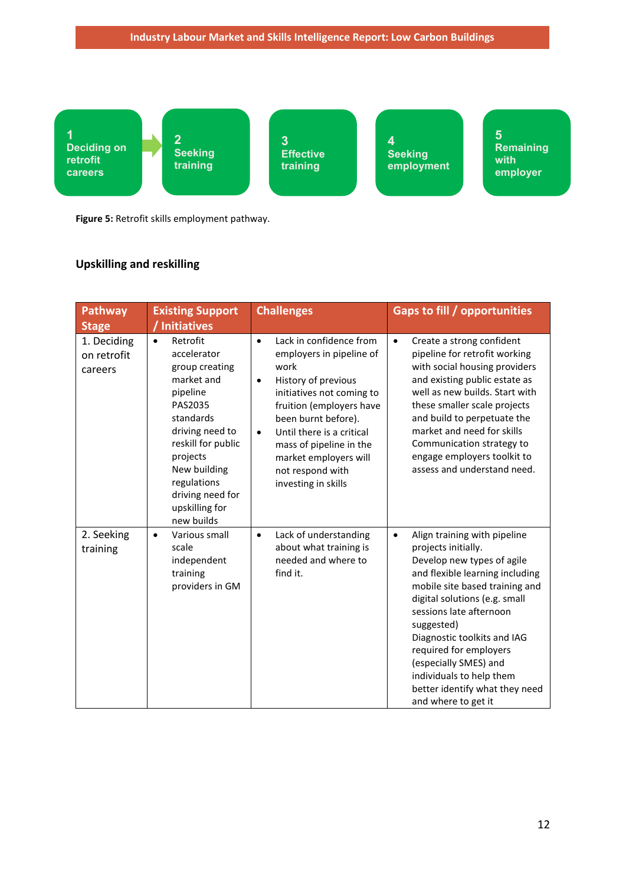1 Deciding on retrofit careers → 2 Seeking training → 3 Effective training → 4 Seeking employment → 5 Remaining with employer

**Figure 5:** Retrofit skills employment pathway.

## Upskilling and reskilling

| Pathway Stage | Existing Support / Initiatives | Challenges | Gaps to fill / opportunities |
|---|---|---|---|
| 1. Deciding on retrofit careers | • Retrofit accelerator group creating market and pipeline PAS2035 standards driving need to reskill for public projects New building regulations driving need for upskilling for new builds | • Lack in confidence from employers in pipeline of work<br>• History of previous initiatives not coming to fruition (employers have been burnt before).<br>• Until there is a critical mass of pipeline in the market employers will not respond with investing in skills | • Create a strong confident pipeline for retrofit working with social housing providers and existing public estate as well as new builds. Start with these smaller scale projects and build to perpetuate the market and need for skills Communication strategy to engage employers toolkit to assess and understand need. |
| 2. Seeking training | • Various small scale independent training providers in GM | • Lack of understanding about what training is needed and where to find it. | • Align training with pipeline projects initially. Develop new types of agile and flexible learning including mobile site based training and digital solutions (e.g. small sessions late afternoon suggested) Diagnostic toolkits and IAG required for employers (especially SMES) and individuals to help them better identify what they need and where to get it |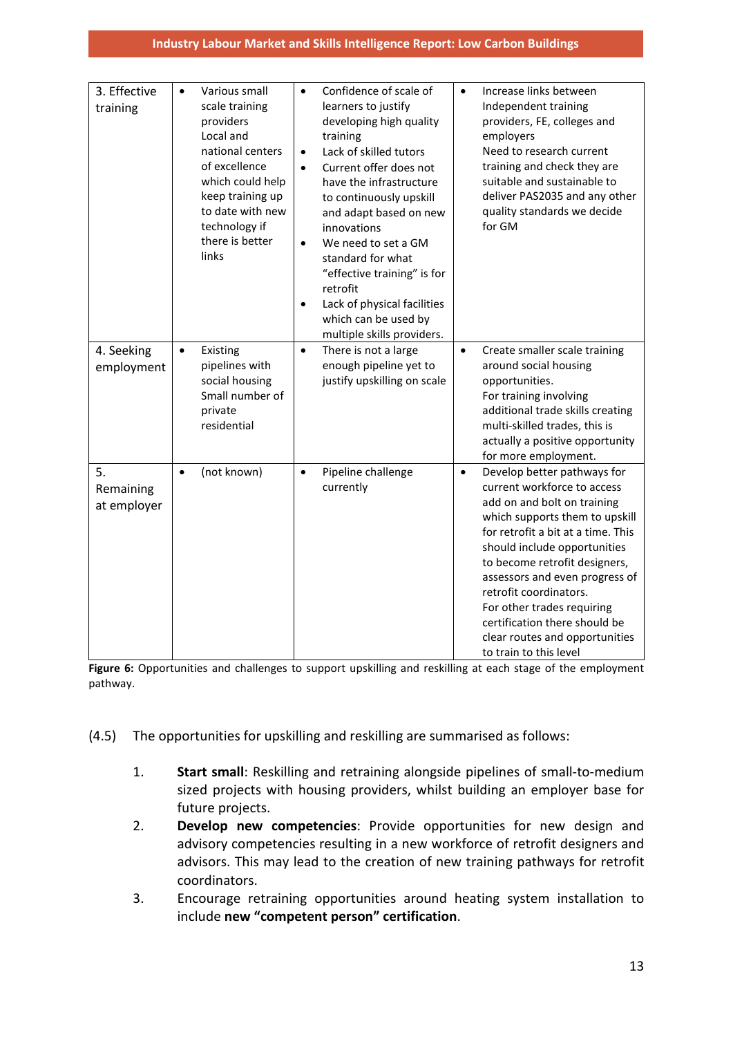| 3. Effective training | • Various small scale training providers<br>Local and national centers of excellence which could help keep training up to date with new technology if there is better links | • Confidence of scale of learners to justify developing high quality training<br>• Lack of skilled tutors<br>• Current offer does not have the infrastructure to continuously upskill and adapt based on new innovations<br>• We need to set a GM standard for what "effective training" is for retrofit<br>• Lack of physical facilities which can be used by multiple skills providers. | • Increase links between Independent training providers, FE, colleges and employers<br>Need to research current training and check they are suitable and sustainable to deliver PAS2035 and any other quality standards we decide for GM |
|---|---|---|---|
| 4. Seeking employment | • Existing pipelines with social housing<br>Small number of private residential | • There is not a large enough pipeline yet to justify upskilling on scale | • Create smaller scale training around social housing opportunities.<br>For training involving additional trade skills creating multi-skilled trades, this is actually a positive opportunity for more employment. |
| 5. Remaining at employer | • (not known) | • Pipeline challenge currently | • Develop better pathways for current workforce to access add on and bolt on training which supports them to upskill for retrofit a bit at a time. This should include opportunities to become retrofit designers, assessors and even progress of retrofit coordinators.<br>For other trades requiring certification there should be clear routes and opportunities to train to this level |

**Figure 6:** Opportunities and challenges to support upskilling and reskilling at each stage of the employment pathway.

(4.5) The opportunities for upskilling and reskilling are summarised as follows:

1. **Start small**: Reskilling and retraining alongside pipelines of small-to-medium sized projects with housing providers, whilst building an employer base for future projects.
2. **Develop new competencies**: Provide opportunities for new design and advisory competencies resulting in a new workforce of retrofit designers and advisors. This may lead to the creation of new training pathways for retrofit coordinators.
3. Encourage retraining opportunities around heating system installation to include **new "competent person" certification**.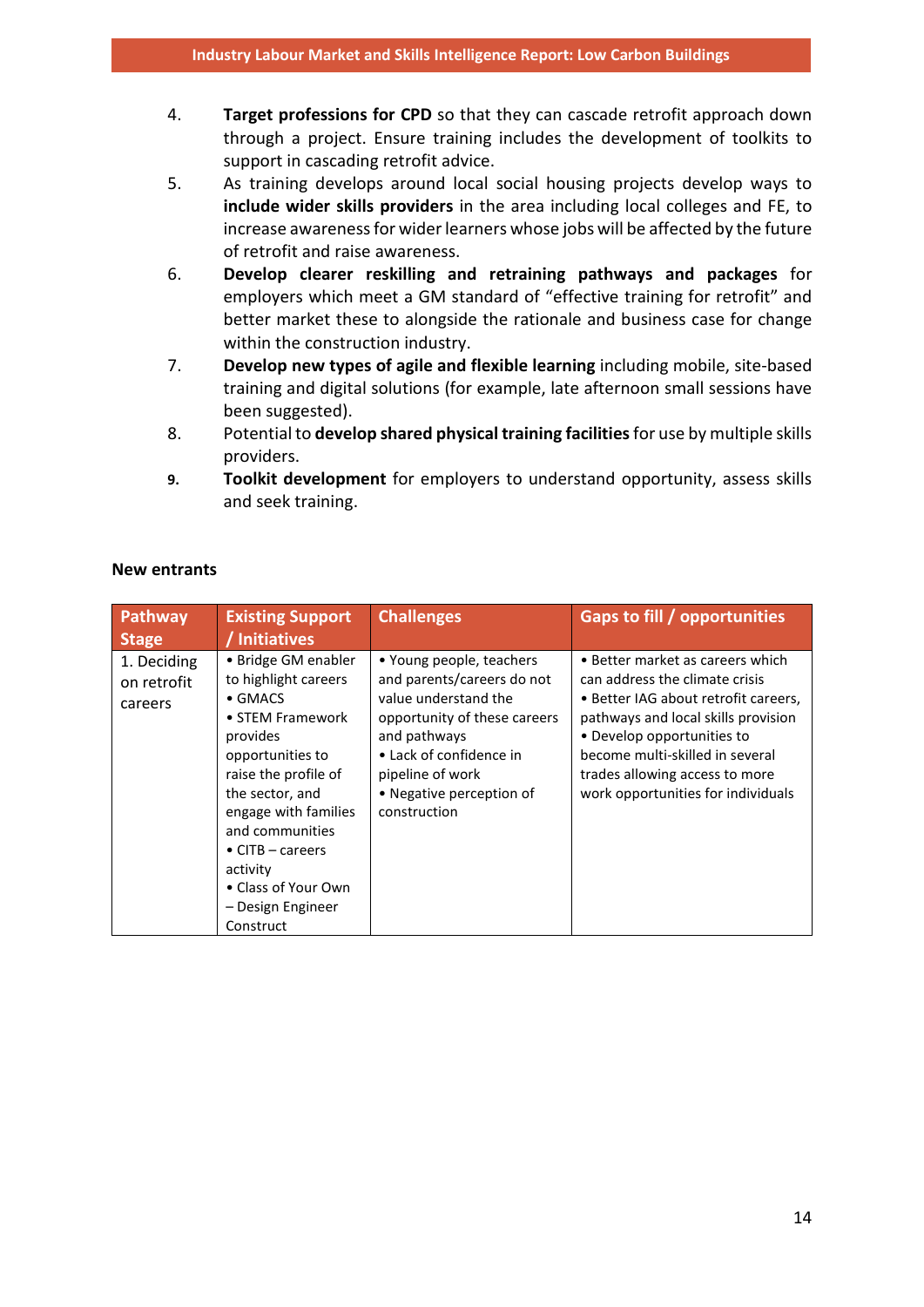4. **Target professions for CPD** so that they can cascade retrofit approach down through a project. Ensure training includes the development of toolkits to support in cascading retrofit advice.
5. As training develops around local social housing projects develop ways to **include wider skills providers** in the area including local colleges and FE, to increase awareness for wider learners whose jobs will be affected by the future of retrofit and raise awareness.
6. **Develop clearer reskilling and retraining pathways and packages** for employers which meet a GM standard of "effective training for retrofit" and better market these to alongside the rationale and business case for change within the construction industry.
7. **Develop new types of agile and flexible learning** including mobile, site-based training and digital solutions (for example, late afternoon small sessions have been suggested).
8. Potential to **develop shared physical training facilities** for use by multiple skills providers.
9. **Toolkit development** for employers to understand opportunity, assess skills and seek training.

**New entrants**

| Pathway Stage | Existing Support / Initiatives | Challenges | Gaps to fill / opportunities |
|---|---|---|---|
| 1. Deciding on retrofit careers | • Bridge GM enabler to highlight careers<br>• GMACS<br>• STEM Framework provides opportunities to raise the profile of the sector, and engage with families and communities<br>• CITB – careers activity<br>• Class of Your Own – Design Engineer Construct | • Young people, teachers and parents/careers do not value understand the opportunity of these careers and pathways<br>• Lack of confidence in pipeline of work<br>• Negative perception of construction | • Better market as careers which can address the climate crisis<br>• Better IAG about retrofit careers, pathways and local skills provision<br>• Develop opportunities to become multi-skilled in several trades allowing access to more work opportunities for individuals |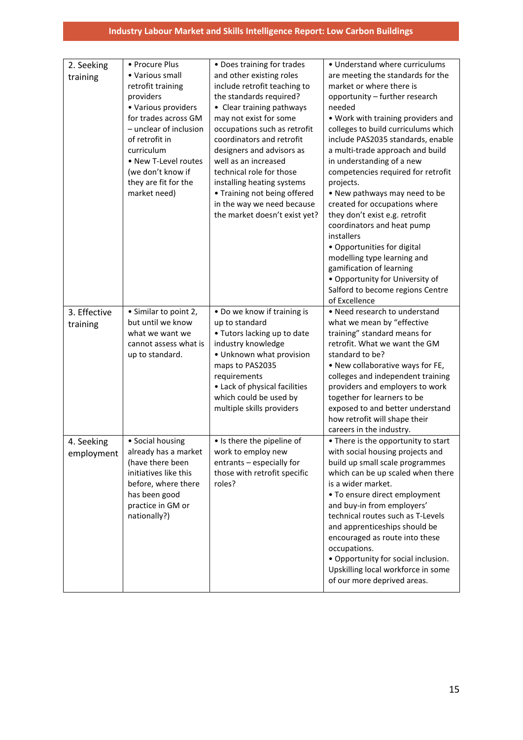| | | | |
|---|---|---|---|
| 2. Seeking training | • Procure Plus<br>• Various small retrofit training providers<br>• Various providers for trades across GM – unclear of inclusion of retrofit in curriculum<br>• New T-Level routes (we don't know if they are fit for the market need) | • Does training for trades and other existing roles include retrofit teaching to the standards required?<br>• Clear training pathways may not exist for some occupations such as retrofit coordinators and retrofit designers and advisors as well as an increased technical role for those installing heating systems<br>• Training not being offered in the way we need because the market doesn't exist yet? | • Understand where curriculums are meeting the standards for the market or where there is opportunity – further research needed<br>• Work with training providers and colleges to build curriculums which include PAS2035 standards, enable a multi-trade approach and build in understanding of a new competencies required for retrofit projects.<br>• New pathways may need to be created for occupations where they don't exist e.g. retrofit coordinators and heat pump installers<br>• Opportunities for digital modelling type learning and gamification of learning<br>• Opportunity for University of Salford to become regions Centre of Excellence |
| 3. Effective training | • Similar to point 2, but until we know what we want we cannot assess what is up to standard. | • Do we know if training is up to standard<br>• Tutors lacking up to date industry knowledge<br>• Unknown what provision maps to PAS2035 requirements<br>• Lack of physical facilities which could be used by multiple skills providers | • Need research to understand what we mean by "effective training" standard means for retrofit. What we want the GM standard to be?<br>• New collaborative ways for FE, colleges and independent training providers and employers to work together for learners to be exposed to and better understand how retrofit will shape their careers in the industry. |
| 4. Seeking employment | • Social housing already has a market (have there been initiatives like this before, where there has been good practice in GM or nationally?) | • Is there the pipeline of work to employ new entrants – especially for those with retrofit specific roles? | • There is the opportunity to start with social housing projects and build up small scale programmes which can be up scaled when there is a wider market.<br>• To ensure direct employment and buy-in from employers' technical routes such as T-Levels and apprenticeships should be encouraged as route into these occupations.<br>• Opportunity for social inclusion. Upskilling local workforce in some of our more deprived areas. |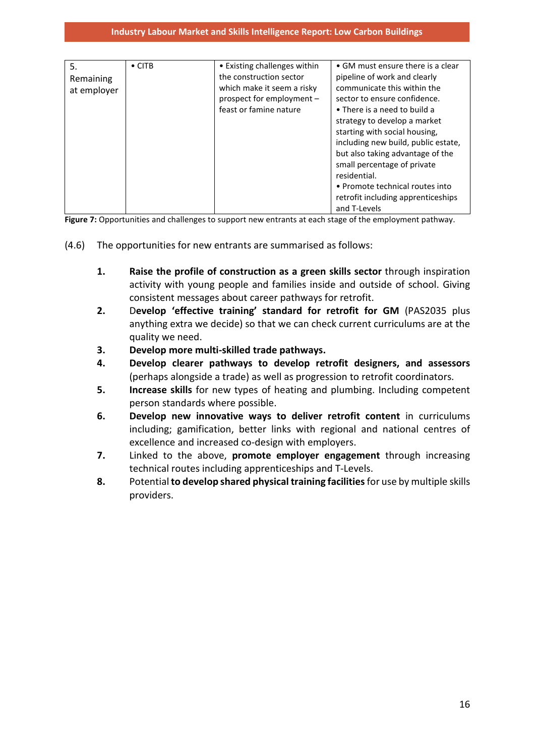| 5. Remaining at employer | • CITB | • Existing challenges within the construction sector which make it seem a risky prospect for employment – feast or famine nature | • GM must ensure there is a clear pipeline of work and clearly communicate this within the sector to ensure confidence. • There is a need to build a strategy to develop a market starting with social housing, including new build, public estate, but also taking advantage of the small percentage of private residential. • Promote technical routes into retrofit including apprenticeships and T-Levels |
|---|---|---|---|

**Figure 7:** Opportunities and challenges to support new entrants at each stage of the employment pathway.

(4.6) The opportunities for new entrants are summarised as follows:

1. **Raise the profile of construction as a green skills sector** through inspiration activity with young people and families inside and outside of school. Giving consistent messages about career pathways for retrofit.
2. D**evelop 'effective training' standard for retrofit for GM** (PAS2035 plus anything extra we decide) so that we can check current curriculums are at the quality we need.
3. **Develop more multi-skilled trade pathways.**
4. **Develop clearer pathways to develop retrofit designers, and assessors** (perhaps alongside a trade) as well as progression to retrofit coordinators.
5. **Increase skills** for new types of heating and plumbing. Including competent person standards where possible.
6. **Develop new innovative ways to deliver retrofit content** in curriculums including; gamification, better links with regional and national centres of excellence and increased co-design with employers.
7. Linked to the above, **promote employer engagement** through increasing technical routes including apprenticeships and T-Levels.
8. Potential **to develop shared physical training facilities** for use by multiple skills providers.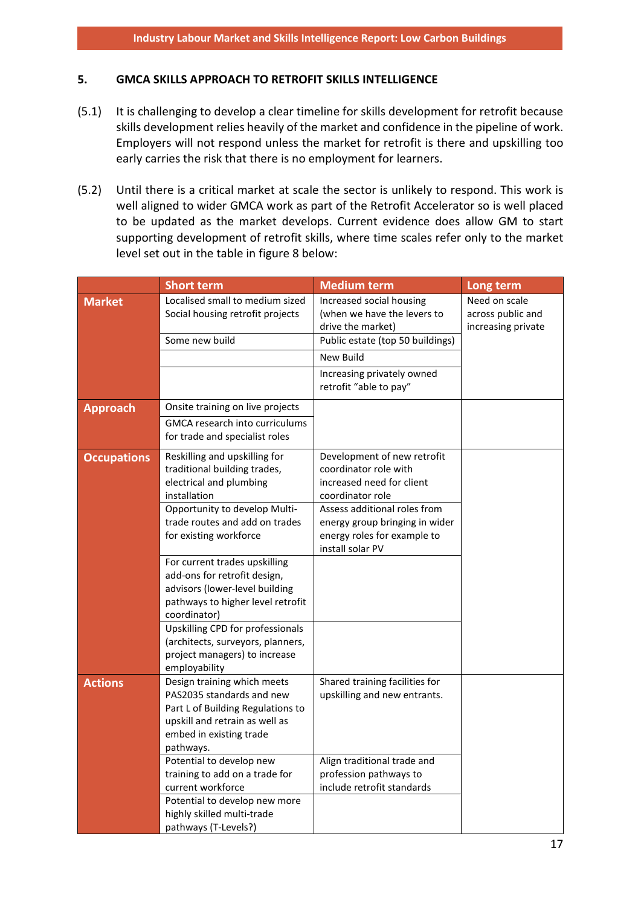## 5. GMCA SKILLS APPROACH TO RETROFIT SKILLS INTELLIGENCE

(5.1) It is challenging to develop a clear timeline for skills development for retrofit because skills development relies heavily of the market and confidence in the pipeline of work. Employers will not respond unless the market for retrofit is there and upskilling too early carries the risk that there is no employment for learners.

(5.2) Until there is a critical market at scale the sector is unlikely to respond. This work is well aligned to wider GMCA work as part of the Retrofit Accelerator so is well placed to be updated as the market develops. Current evidence does allow GM to start supporting development of retrofit skills, where time scales refer only to the market level set out in the table in figure 8 below:

| | Short term | Medium term | Long term |
|---|---|---|---|
| **Market** | Localised small to medium sized Social housing retrofit projects | Increased social housing (when we have the levers to drive the market) | Need on scale across public and increasing private |
| | Some new build | Public estate (top 50 buildings) | |
| | | New Build | |
| | | Increasing privately owned retrofit “able to pay” | |
| **Approach** | Onsite training on live projects | | |
| | GMCA research into curriculums for trade and specialist roles | | |
| **Occupations** | Reskilling and upskilling for traditional building trades, electrical and plumbing installation | Development of new retrofit coordinator role with increased need for client coordinator role | |
| | Opportunity to develop Multi-trade routes and add on trades for existing workforce | Assess additional roles from energy group bringing in wider energy roles for example to install solar PV | |
| | For current trades upskilling add-ons for retrofit design, advisors (lower-level building pathways to higher level retrofit coordinator) | | |
| | Upskilling CPD for professionals (architects, surveyors, planners, project managers) to increase employability | | |
| **Actions** | Design training which meets PAS2035 standards and new Part L of Building Regulations to upskill and retrain as well as embed in existing trade pathways. | Shared training facilities for upskilling and new entrants. | |
| | Potential to develop new training to add on a trade for current workforce | Align traditional trade and profession pathways to include retrofit standards | |
| | Potential to develop new more highly skilled multi-trade pathways (T-Levels?) | | |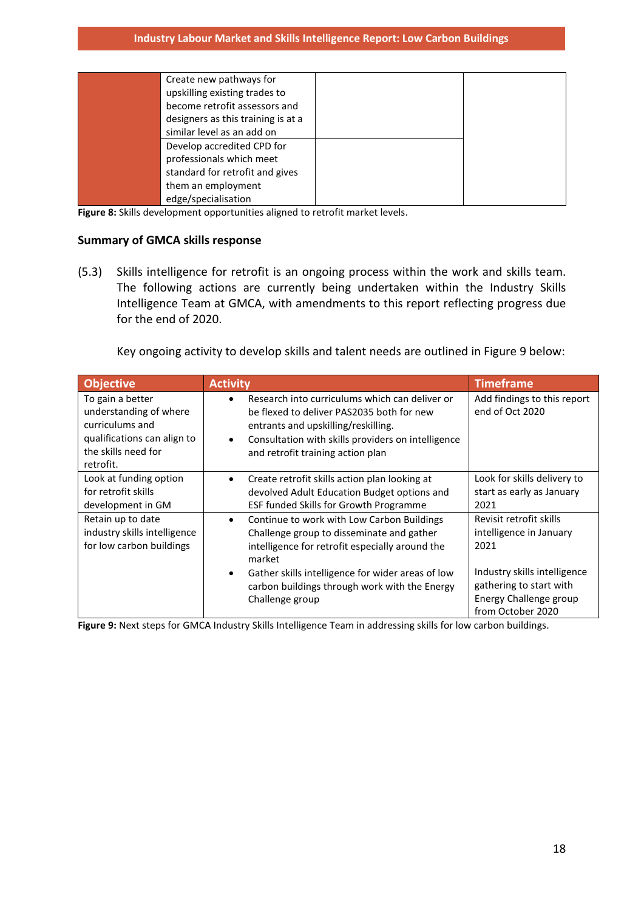| | | | |
|---|---|---|---|
| | Create new pathways for upskilling existing trades to become retrofit assessors and designers as this training is at a similar level as an add on | | |
| | Develop accredited CPD for professionals which meet standard for retrofit and gives them an employment edge/specialisation | | |

**Figure 8:** Skills development opportunities aligned to retrofit market levels.

**Summary of GMCA skills response**

(5.3) Skills intelligence for retrofit is an ongoing process within the work and skills team. The following actions are currently being undertaken within the Industry Skills Intelligence Team at GMCA, with amendments to this report reflecting progress due for the end of 2020.

Key ongoing activity to develop skills and talent needs are outlined in Figure 9 below:

| Objective | Activity | Timeframe |
|---|---|---|
| To gain a better understanding of where curriculums and qualifications can align to the skills need for retrofit. | • Research into curriculums which can deliver or be flexed to deliver PAS2035 both for new entrants and upskilling/reskilling.<br>• Consultation with skills providers on intelligence and retrofit training action plan | Add findings to this report end of Oct 2020 |
| Look at funding option for retrofit skills development in GM | • Create retrofit skills action plan looking at devolved Adult Education Budget options and ESF funded Skills for Growth Programme | Look for skills delivery to start as early as January 2021 |
| Retain up to date industry skills intelligence for low carbon buildings | • Continue to work with Low Carbon Buildings Challenge group to disseminate and gather intelligence for retrofit especially around the market<br>• Gather skills intelligence for wider areas of low carbon buildings through work with the Energy Challenge group | Revisit retrofit skills intelligence in January 2021<br><br>Industry skills intelligence gathering to start with Energy Challenge group from October 2020 |

**Figure 9:** Next steps for GMCA Industry Skills Intelligence Team in addressing skills for low carbon buildings.